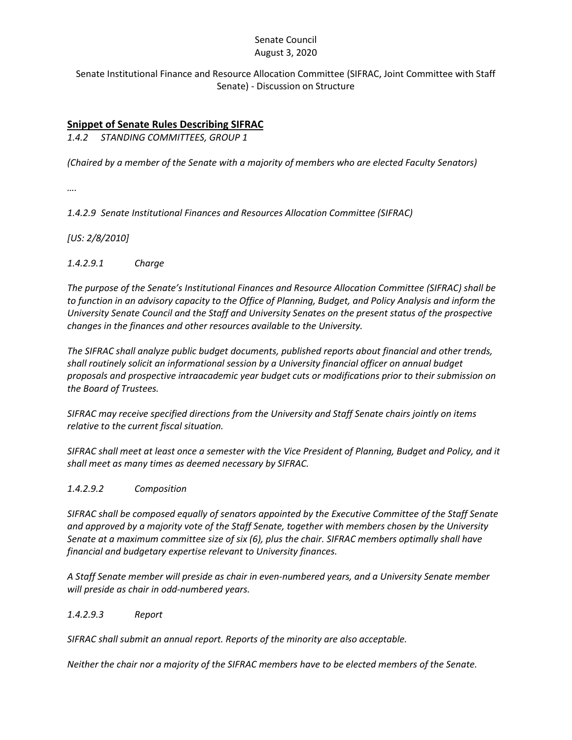Senate Council
August 3, 2020

Senate Institutional Finance and Resource Allocation Committee (SIFRAC, Joint Committee with Staff Senate) - Discussion on Structure

## **Snippet of Senate Rules Describing SIFRAC**

*1.4.2 STANDING COMMITTEES, GROUP 1*

*(Chaired by a member of the Senate with a majority of members who are elected Faculty Senators)*

*….*

*1.4.2.9 Senate Institutional Finances and Resources Allocation Committee (SIFRAC)*

*[US: 2/8/2010]*

*1.4.2.9.1 Charge*

*The purpose of the Senate's Institutional Finances and Resource Allocation Committee (SIFRAC) shall be to function in an advisory capacity to the Office of Planning, Budget, and Policy Analysis and inform the University Senate Council and the Staff and University Senates on the present status of the prospective changes in the finances and other resources available to the University.*

*The SIFRAC shall analyze public budget documents, published reports about financial and other trends, shall routinely solicit an informational session by a University financial officer on annual budget proposals and prospective intraacademic year budget cuts or modifications prior to their submission on the Board of Trustees.*

*SIFRAC may receive specified directions from the University and Staff Senate chairs jointly on items relative to the current fiscal situation.*

*SIFRAC shall meet at least once a semester with the Vice President of Planning, Budget and Policy, and it shall meet as many times as deemed necessary by SIFRAC.*

*1.4.2.9.2 Composition*

*SIFRAC shall be composed equally of senators appointed by the Executive Committee of the Staff Senate and approved by a majority vote of the Staff Senate, together with members chosen by the University Senate at a maximum committee size of six (6), plus the chair. SIFRAC members optimally shall have financial and budgetary expertise relevant to University finances.*

*A Staff Senate member will preside as chair in even-numbered years, and a University Senate member will preside as chair in odd-numbered years.*

*1.4.2.9.3 Report*

*SIFRAC shall submit an annual report. Reports of the minority are also acceptable.*

*Neither the chair nor a majority of the SIFRAC members have to be elected members of the Senate.*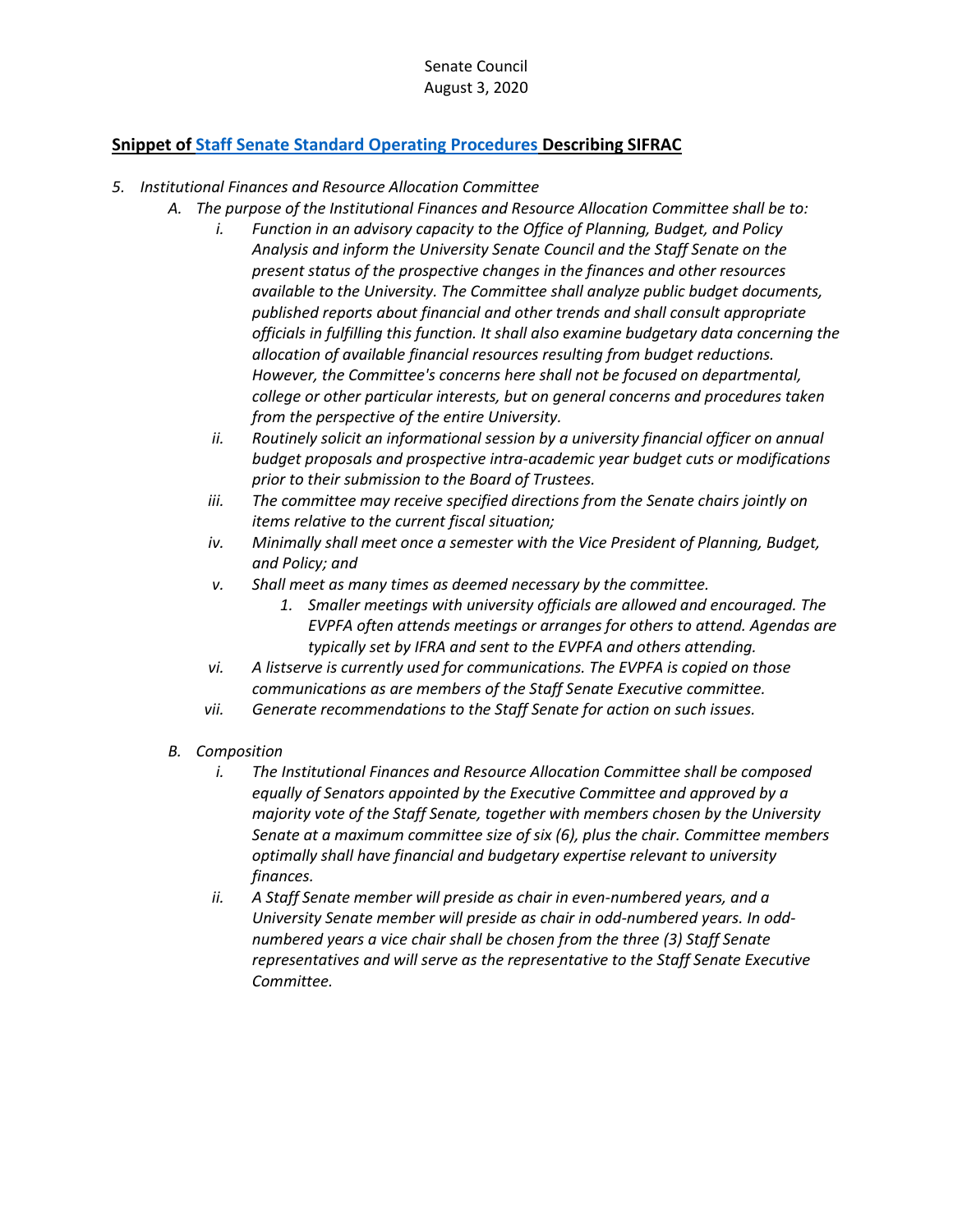Senate Council
August 3, 2020

## Snippet of Staff Senate Standard Operating Procedures Describing SIFRAC

*5. Institutional Finances and Resource Allocation Committee*

*A. The purpose of the Institutional Finances and Resource Allocation Committee shall be to:*

*i. Function in an advisory capacity to the Office of Planning, Budget, and Policy Analysis and inform the University Senate Council and the Staff Senate on the present status of the prospective changes in the finances and other resources available to the University. The Committee shall analyze public budget documents, published reports about financial and other trends and shall consult appropriate officials in fulfilling this function. It shall also examine budgetary data concerning the allocation of available financial resources resulting from budget reductions. However, the Committee's concerns here shall not be focused on departmental, college or other particular interests, but on general concerns and procedures taken from the perspective of the entire University.*

*ii. Routinely solicit an informational session by a university financial officer on annual budget proposals and prospective intra-academic year budget cuts or modifications prior to their submission to the Board of Trustees.*

*iii. The committee may receive specified directions from the Senate chairs jointly on items relative to the current fiscal situation;*

*iv. Minimally shall meet once a semester with the Vice President of Planning, Budget, and Policy; and*

*v. Shall meet as many times as deemed necessary by the committee.*

*1. Smaller meetings with university officials are allowed and encouraged. The EVPFA often attends meetings or arranges for others to attend. Agendas are typically set by IFRA and sent to the EVPFA and others attending.*

*vi. A listserve is currently used for communications. The EVPFA is copied on those communications as are members of the Staff Senate Executive committee.*

*vii. Generate recommendations to the Staff Senate for action on such issues.*

*B. Composition*

*i. The Institutional Finances and Resource Allocation Committee shall be composed equally of Senators appointed by the Executive Committee and approved by a majority vote of the Staff Senate, together with members chosen by the University Senate at a maximum committee size of six (6), plus the chair. Committee members optimally shall have financial and budgetary expertise relevant to university finances.*

*ii. A Staff Senate member will preside as chair in even-numbered years, and a University Senate member will preside as chair in odd-numbered years. In odd-numbered years a vice chair shall be chosen from the three (3) Staff Senate representatives and will serve as the representative to the Staff Senate Executive Committee.*